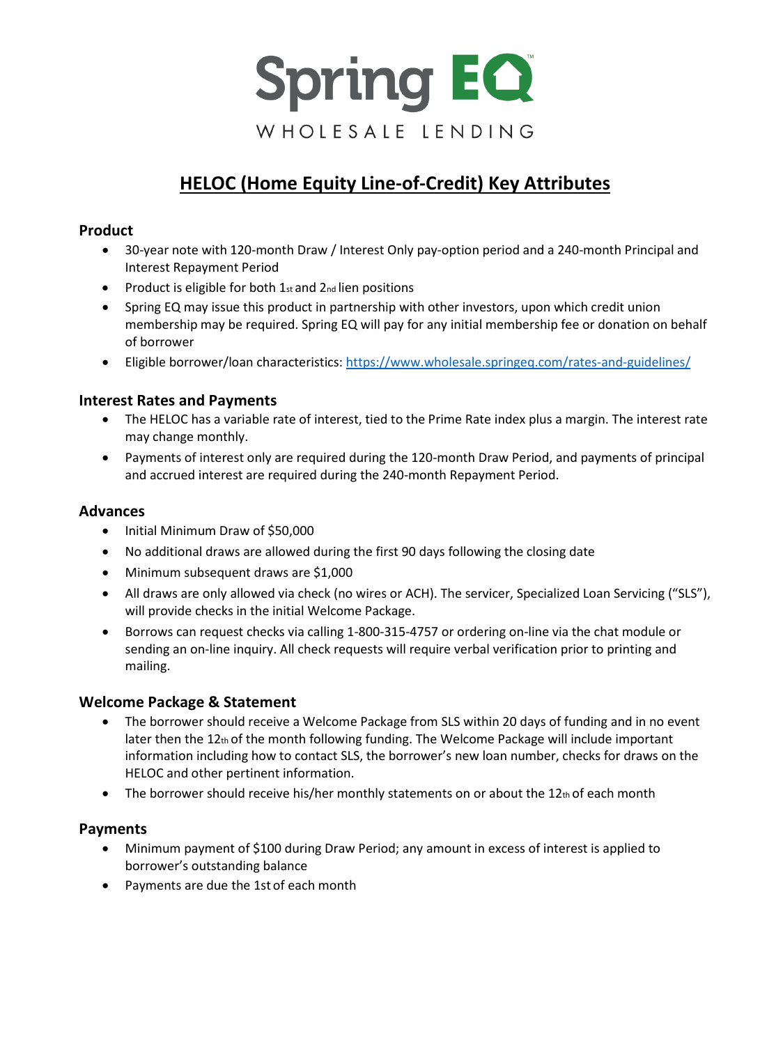Spring EQ

WHOLESALE LENDING

# HELOC (Home Equity Line-of-Credit) Key Attributes

### Product

- 30-year note with 120-month Draw / Interest Only pay-option period and a 240-month Principal and Interest Repayment Period
- Product is eligible for both 1st and 2nd lien positions
- Spring EQ may issue this product in partnership with other investors, upon which credit union membership may be required. Spring EQ will pay for any initial membership fee or donation on behalf of borrower
- Eligible borrower/loan characteristics: [https://www.wholesale.springeq.com/rates-and-guidelines/](https://www.wholesale.springeq.com/rates-and-guidelines/)

### Interest Rates and Payments

- The HELOC has a variable rate of interest, tied to the Prime Rate index plus a margin. The interest rate may change monthly.
- Payments of interest only are required during the 120-month Draw Period, and payments of principal and accrued interest are required during the 240-month Repayment Period.

### Advances

- Initial Minimum Draw of $50,000
- No additional draws are allowed during the first 90 days following the closing date
- Minimum subsequent draws are $1,000
- All draws are only allowed via check (no wires or ACH). The servicer, Specialized Loan Servicing ("SLS"), will provide checks in the initial Welcome Package.
- Borrows can request checks via calling 1-800-315-4757 or ordering on-line via the chat module or sending an on-line inquiry. All check requests will require verbal verification prior to printing and mailing.

### Welcome Package & Statement

- The borrower should receive a Welcome Package from SLS within 20 days of funding and in no event later then the 12th of the month following funding. The Welcome Package will include important information including how to contact SLS, the borrower's new loan number, checks for draws on the HELOC and other pertinent information.
- The borrower should receive his/her monthly statements on or about the 12th of each month

### Payments

- Minimum payment of $100 during Draw Period; any amount in excess of interest is applied to borrower's outstanding balance
- Payments are due the 1st of each month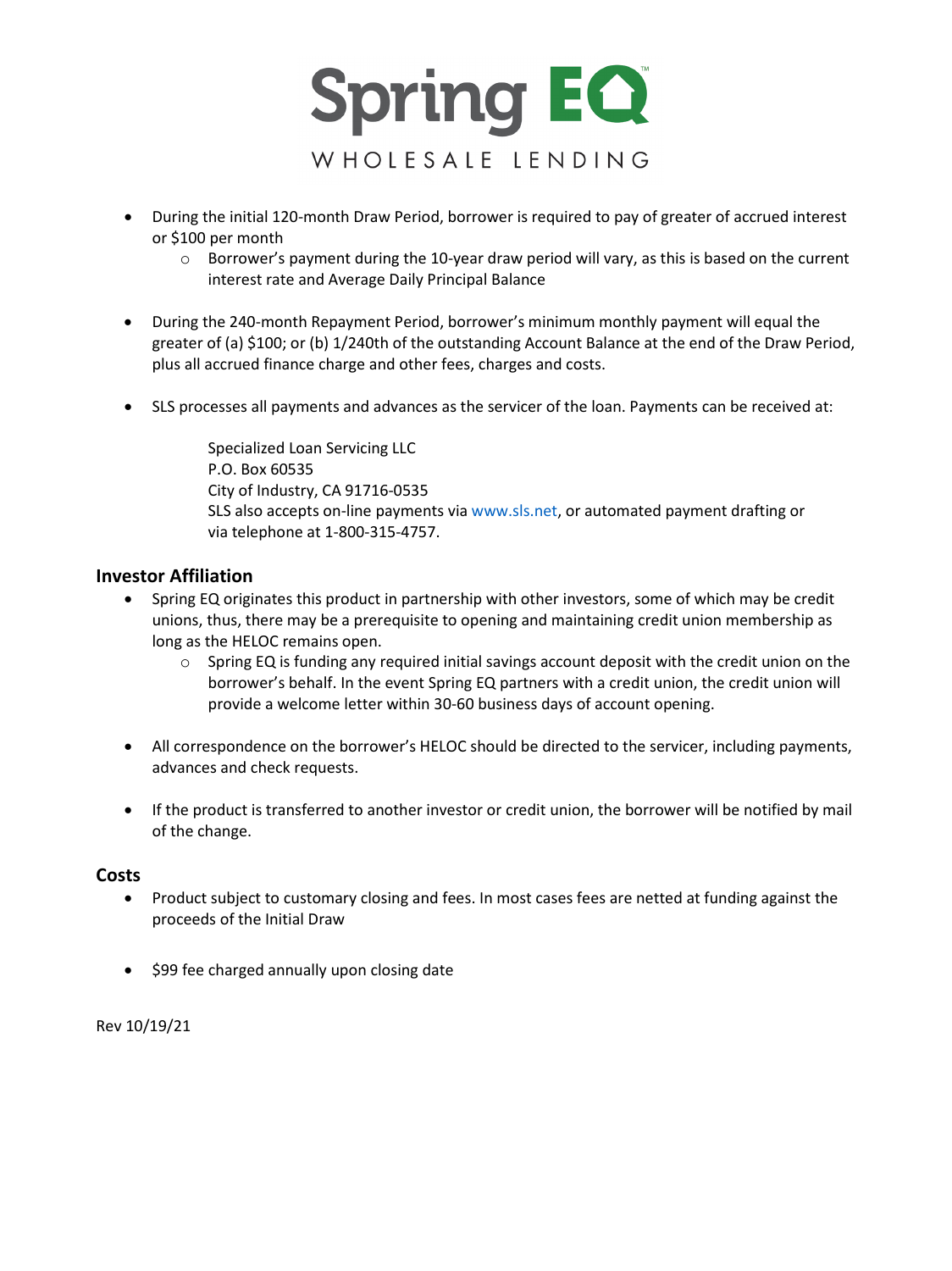Spring EQ

WHOLESALE LENDING

- During the initial 120-month Draw Period, borrower is required to pay of greater of accrued interest or $100 per month
  - Borrower's payment during the 10-year draw period will vary, as this is based on the current interest rate and Average Daily Principal Balance

- During the 240-month Repayment Period, borrower's minimum monthly payment will equal the greater of (a) $100; or (b) 1/240th of the outstanding Account Balance at the end of the Draw Period, plus all accrued finance charge and other fees, charges and costs.

- SLS processes all payments and advances as the servicer of the loan. Payments can be received at:

  Specialized Loan Servicing LLC
  P.O. Box 60535
  City of Industry, CA 91716-0535
  SLS also accepts on-line payments via www.sls.net, or automated payment drafting or via telephone at 1-800-315-4757.

## Investor Affiliation

- Spring EQ originates this product in partnership with other investors, some of which may be credit unions, thus, there may be a prerequisite to opening and maintaining credit union membership as long as the HELOC remains open.
  - Spring EQ is funding any required initial savings account deposit with the credit union on the borrower's behalf. In the event Spring EQ partners with a credit union, the credit union will provide a welcome letter within 30-60 business days of account opening.

- All correspondence on the borrower's HELOC should be directed to the servicer, including payments, advances and check requests.

- If the product is transferred to another investor or credit union, the borrower will be notified by mail of the change.

## Costs

- Product subject to customary closing and fees. In most cases fees are netted at funding against the proceeds of the Initial Draw

- $99 fee charged annually upon closing date

Rev 10/19/21